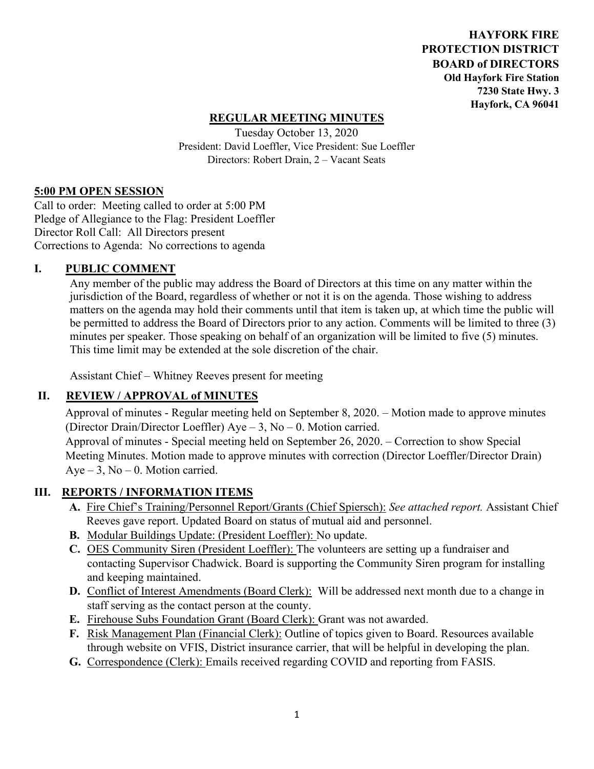**HAYFORK FIRE PROTECTION DISTRICT BOARD of DIRECTORS**
**Old Hayfork Fire Station**
**7230 State Hwy. 3**
**Hayfork, CA 96041**

## REGULAR MEETING MINUTES

Tuesday October 13, 2020
President: David Loeffler, Vice President: Sue Loeffler
Directors: Robert Drain, 2 – Vacant Seats

### 5:00 PM OPEN SESSION

Call to order: Meeting called to order at 5:00 PM
Pledge of Allegiance to the Flag: President Loeffler
Director Roll Call: All Directors present
Corrections to Agenda: No corrections to agenda

### I. PUBLIC COMMENT

Any member of the public may address the Board of Directors at this time on any matter within the jurisdiction of the Board, regardless of whether or not it is on the agenda. Those wishing to address matters on the agenda may hold their comments until that item is taken up, at which time the public will be permitted to address the Board of Directors prior to any action. Comments will be limited to three (3) minutes per speaker. Those speaking on behalf of an organization will be limited to five (5) minutes. This time limit may be extended at the sole discretion of the chair.

Assistant Chief – Whitney Reeves present for meeting

### II. REVIEW / APPROVAL of MINUTES

Approval of minutes - Regular meeting held on September 8, 2020. – Motion made to approve minutes (Director Drain/Director Loeffler) Aye – 3, No – 0. Motion carried.
Approval of minutes - Special meeting held on September 26, 2020. – Correction to show Special Meeting Minutes. Motion made to approve minutes with correction (Director Loeffler/Director Drain) Aye – 3, No – 0. Motion carried.

### III. REPORTS / INFORMATION ITEMS

- **A.** Fire Chief's Training/Personnel Report/Grants (Chief Spiersch): *See attached report.* Assistant Chief Reeves gave report. Updated Board on status of mutual aid and personnel.
- **B.** Modular Buildings Update: (President Loeffler): No update.
- **C.** OES Community Siren (President Loeffler): The volunteers are setting up a fundraiser and contacting Supervisor Chadwick. Board is supporting the Community Siren program for installing and keeping maintained.
- **D.** Conflict of Interest Amendments (Board Clerk): Will be addressed next month due to a change in staff serving as the contact person at the county.
- **E.** Firehouse Subs Foundation Grant (Board Clerk): Grant was not awarded.
- **F.** Risk Management Plan (Financial Clerk): Outline of topics given to Board. Resources available through website on VFIS, District insurance carrier, that will be helpful in developing the plan.
- **G.** Correspondence (Clerk): Emails received regarding COVID and reporting from FASIS.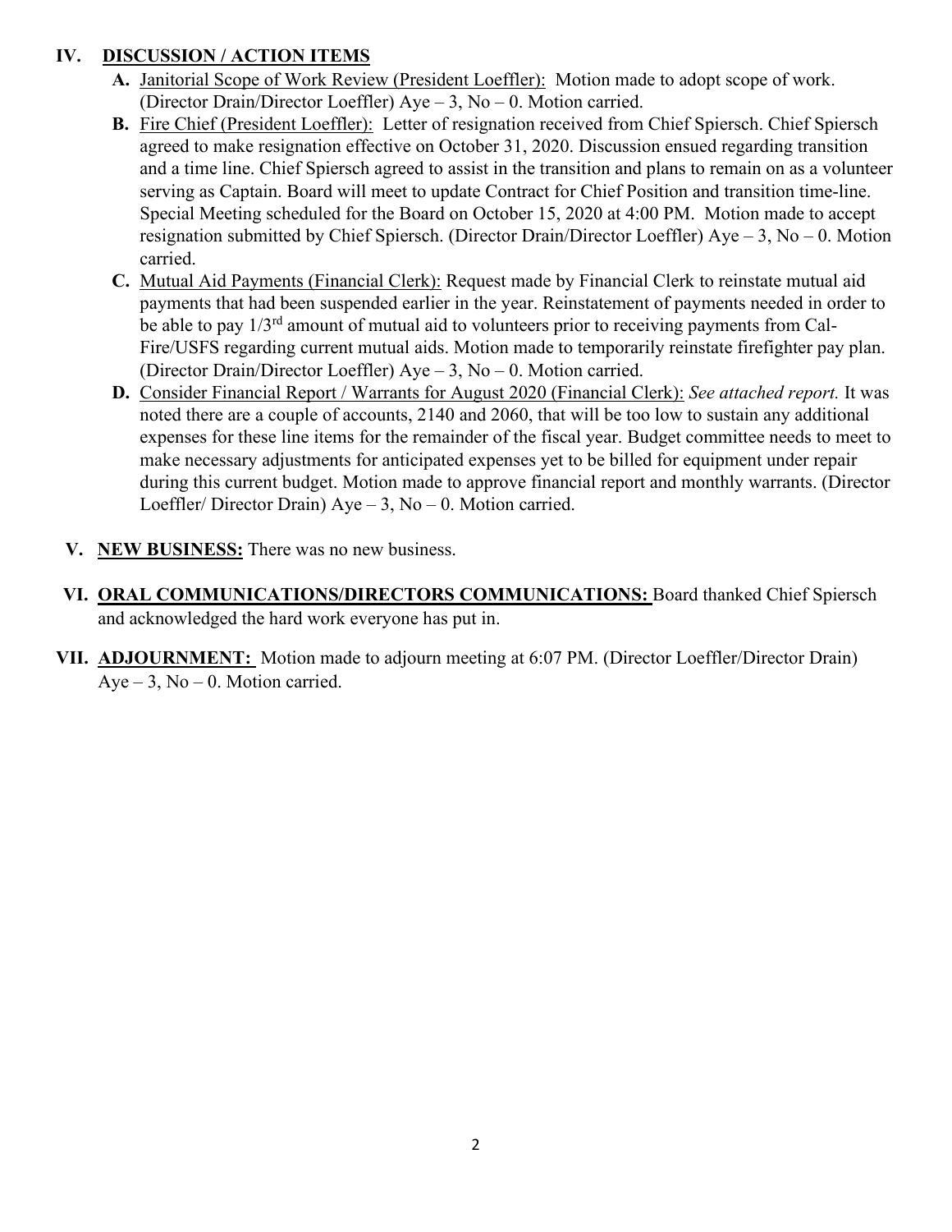## IV. DISCUSSION / ACTION ITEMS

**A.** Janitorial Scope of Work Review (President Loeffler): Motion made to adopt scope of work. (Director Drain/Director Loeffler) Aye – 3, No – 0. Motion carried.

**B.** Fire Chief (President Loeffler): Letter of resignation received from Chief Spiersch. Chief Spiersch agreed to make resignation effective on October 31, 2020. Discussion ensued regarding transition and a time line. Chief Spiersch agreed to assist in the transition and plans to remain on as a volunteer serving as Captain. Board will meet to update Contract for Chief Position and transition time-line. Special Meeting scheduled for the Board on October 15, 2020 at 4:00 PM. Motion made to accept resignation submitted by Chief Spiersch. (Director Drain/Director Loeffler) Aye – 3, No – 0. Motion carried.

**C.** Mutual Aid Payments (Financial Clerk): Request made by Financial Clerk to reinstate mutual aid payments that had been suspended earlier in the year. Reinstatement of payments needed in order to be able to pay 1/3rd amount of mutual aid to volunteers prior to receiving payments from Cal-Fire/USFS regarding current mutual aids. Motion made to temporarily reinstate firefighter pay plan. (Director Drain/Director Loeffler) Aye – 3, No – 0. Motion carried.

**D.** Consider Financial Report / Warrants for August 2020 (Financial Clerk): *See attached report.* It was noted there are a couple of accounts, 2140 and 2060, that will be too low to sustain any additional expenses for these line items for the remainder of the fiscal year. Budget committee needs to meet to make necessary adjustments for anticipated expenses yet to be billed for equipment under repair during this current budget. Motion made to approve financial report and monthly warrants. (Director Loeffler/ Director Drain) Aye – 3, No – 0. Motion carried.

**V. NEW BUSINESS:** There was no new business.

**VI. ORAL COMMUNICATIONS/DIRECTORS COMMUNICATIONS:** Board thanked Chief Spiersch and acknowledged the hard work everyone has put in.

**VII. ADJOURNMENT:** Motion made to adjourn meeting at 6:07 PM. (Director Loeffler/Director Drain) Aye – 3, No – 0. Motion carried.